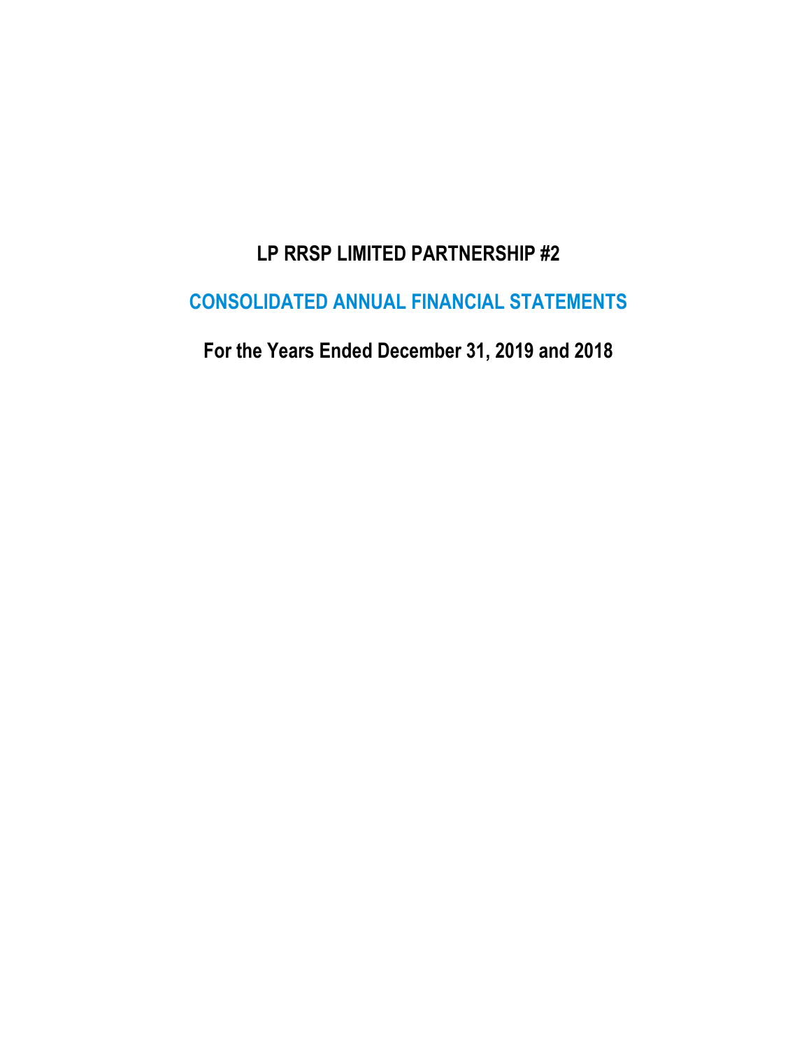# LP RRSP LIMITED PARTNERSHIP #2

## CONSOLIDATED ANNUAL FINANCIAL STATEMENTS

### For the Years Ended December 31, 2019 and 2018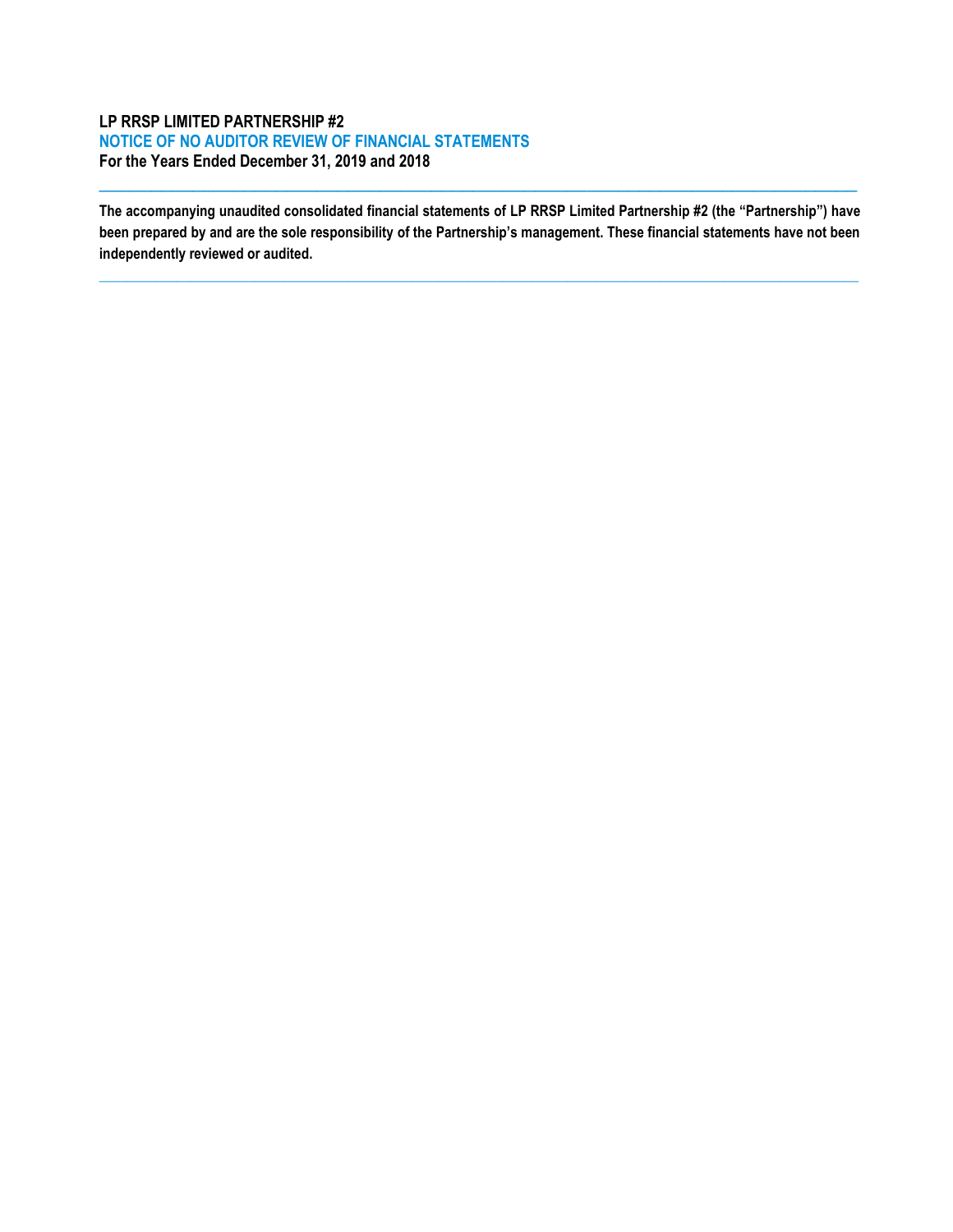**LP RRSP LIMITED PARTNERSHIP #2**

**NOTICE OF NO AUDITOR REVIEW OF FINANCIAL STATEMENTS**

**For the Years Ended December 31, 2019 and 2018**

---

**The accompanying unaudited consolidated financial statements of LP RRSP Limited Partnership #2 (the "Partnership") have been prepared by and are the sole responsibility of the Partnership's management. These financial statements have not been independently reviewed or audited.**

---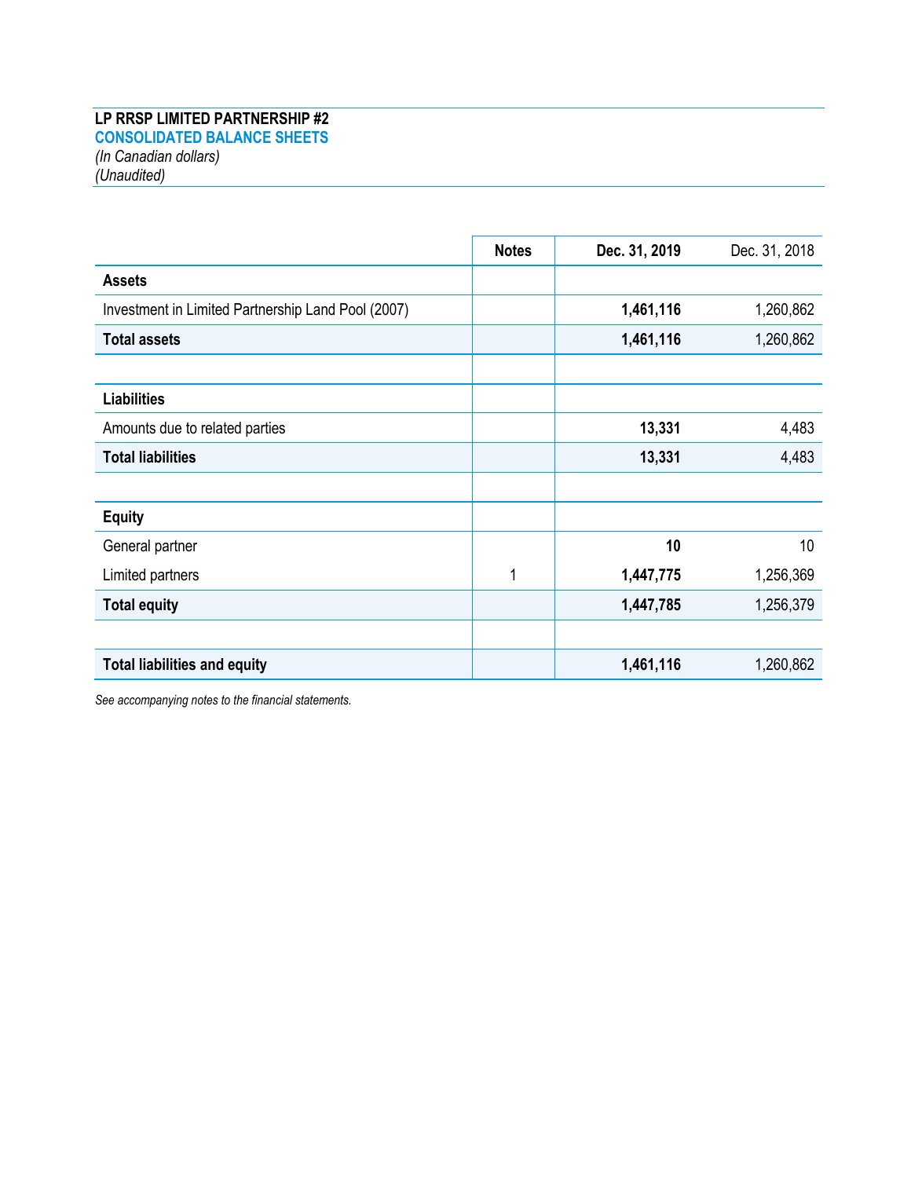**LP RRSP LIMITED PARTNERSHIP #2**

**CONSOLIDATED BALANCE SHEETS**

*(In Canadian dollars)*

*(Unaudited)*

| | Notes | Dec. 31, 2019 | Dec. 31, 2018 |
|---|---|---|---|
| **Assets** | | | |
| Investment in Limited Partnership Land Pool (2007) | | **1,461,116** | 1,260,862 |
| **Total assets** | | **1,461,116** | 1,260,862 |
| | | | |
| **Liabilities** | | | |
| Amounts due to related parties | | **13,331** | 4,483 |
| **Total liabilities** | | **13,331** | 4,483 |
| | | | |
| **Equity** | | | |
| General partner | | **10** | 10 |
| Limited partners | 1 | **1,447,775** | 1,256,369 |
| **Total equity** | | **1,447,785** | 1,256,379 |
| | | | |
| **Total liabilities and equity** | | **1,461,116** | 1,260,862 |

*See accompanying notes to the financial statements.*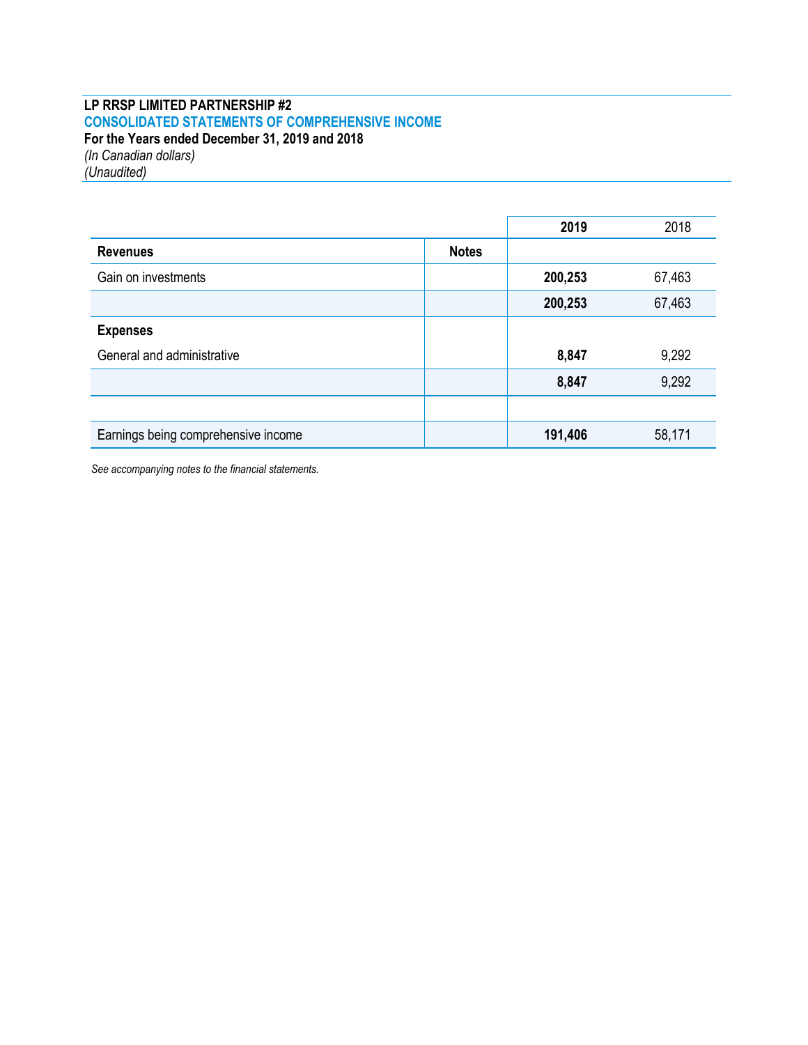**LP RRSP LIMITED PARTNERSHIP #2**

## CONSOLIDATED STATEMENTS OF COMPREHENSIVE INCOME

**For the Years ended December 31, 2019 and 2018**

*(In Canadian dollars)*

*(Unaudited)*

| | | **2019** | 2018 |
|---|---|---|---|
| **Revenues** | **Notes** | | |
| Gain on investments | | **200,253** | 67,463 |
| | | **200,253** | 67,463 |
| **Expenses** | | | |
| General and administrative | | **8,847** | 9,292 |
| | | **8,847** | 9,292 |
| | | | |
| Earnings being comprehensive income | | **191,406** | 58,171 |

*See accompanying notes to the financial statements.*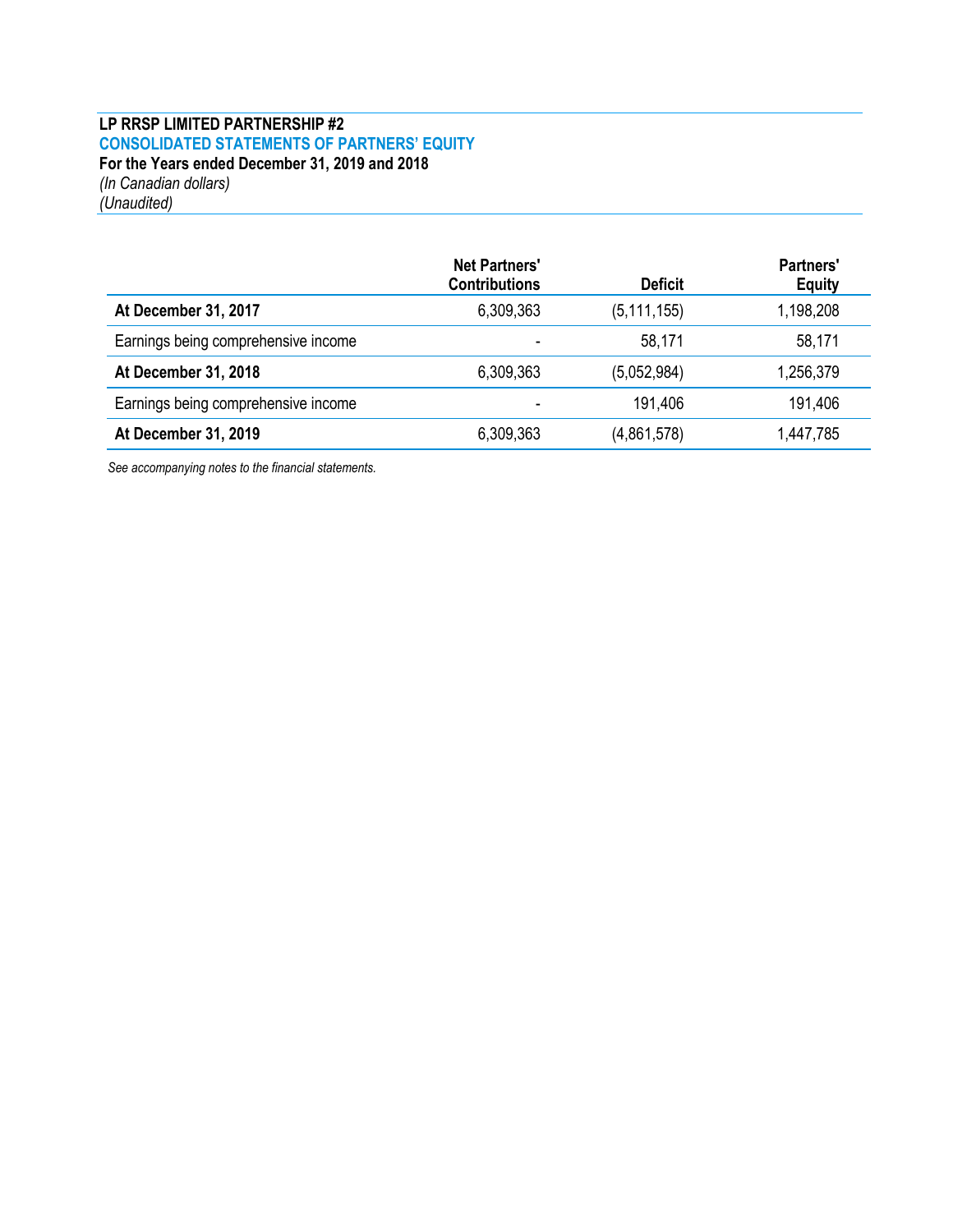**LP RRSP LIMITED PARTNERSHIP #2**

**CONSOLIDATED STATEMENTS OF PARTNERS' EQUITY**

**For the Years ended December 31, 2019 and 2018**

*(In Canadian dollars)*

*(Unaudited)*

| | Net Partners' Contributions | Deficit | Partners' Equity |
|---|---|---|---|
| **At December 31, 2017** | 6,309,363 | (5,111,155) | 1,198,208 |
| Earnings being comprehensive income | - | 58,171 | 58,171 |
| **At December 31, 2018** | 6,309,363 | (5,052,984) | 1,256,379 |
| Earnings being comprehensive income | - | 191,406 | 191,406 |
| **At December 31, 2019** | 6,309,363 | (4,861,578) | 1,447,785 |

*See accompanying notes to the financial statements.*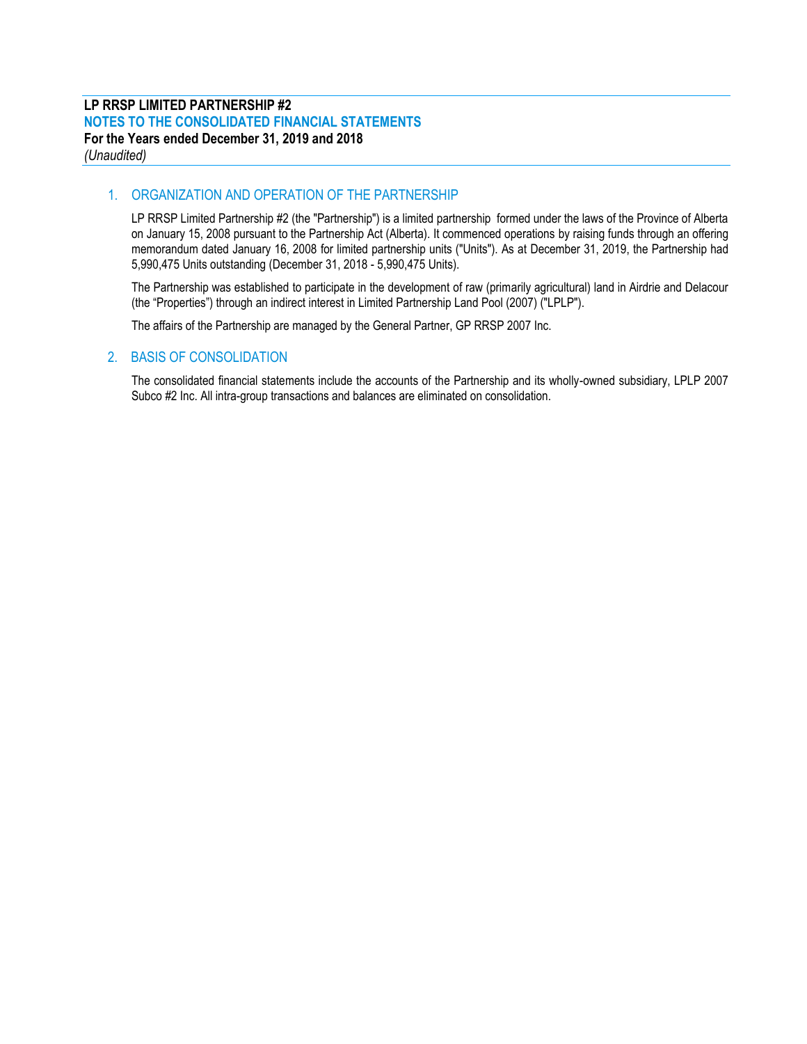**LP RRSP LIMITED PARTNERSHIP #2**
**NOTES TO THE CONSOLIDATED FINANCIAL STATEMENTS**
**For the Years ended December 31, 2019 and 2018**
*(Unaudited)*

## 1. ORGANIZATION AND OPERATION OF THE PARTNERSHIP

LP RRSP Limited Partnership #2 (the "Partnership") is a limited partnership formed under the laws of the Province of Alberta on January 15, 2008 pursuant to the Partnership Act (Alberta). It commenced operations by raising funds through an offering memorandum dated January 16, 2008 for limited partnership units ("Units"). As at December 31, 2019, the Partnership had 5,990,475 Units outstanding (December 31, 2018 - 5,990,475 Units).

The Partnership was established to participate in the development of raw (primarily agricultural) land in Airdrie and Delacour (the "Properties") through an indirect interest in Limited Partnership Land Pool (2007) ("LPLP").

The affairs of the Partnership are managed by the General Partner, GP RRSP 2007 Inc.

## 2. BASIS OF CONSOLIDATION

The consolidated financial statements include the accounts of the Partnership and its wholly-owned subsidiary, LPLP 2007 Subco #2 Inc. All intra-group transactions and balances are eliminated on consolidation.